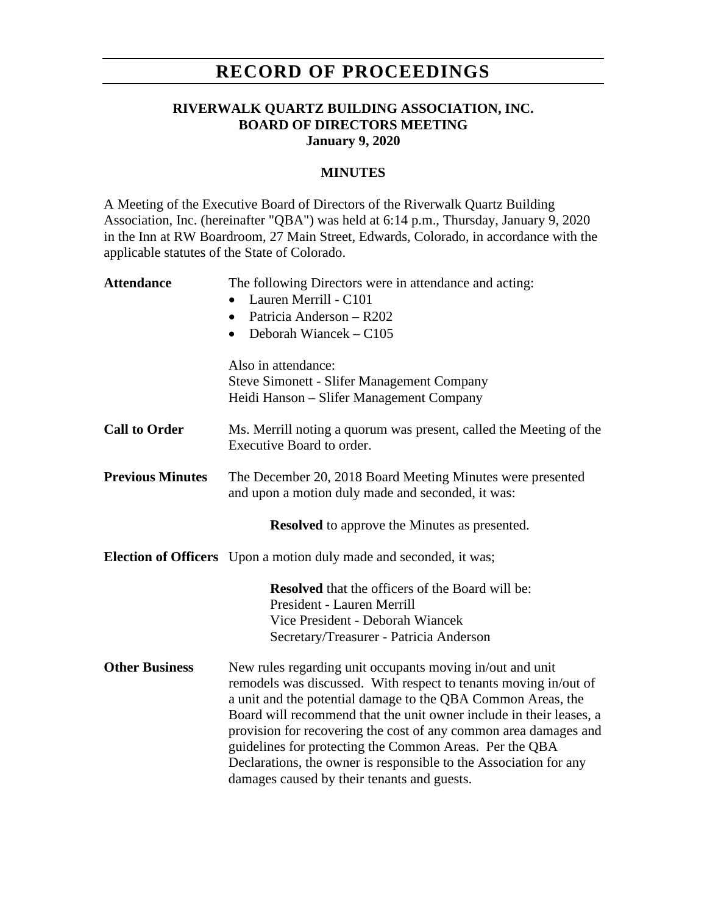# RECORD OF PROCEEDINGS

**RIVERWALK QUARTZ BUILDING ASSOCIATION, INC.**
**BOARD OF DIRECTORS MEETING**
**January 9, 2020**

## MINUTES

A Meeting of the Executive Board of Directors of the Riverwalk Quartz Building Association, Inc. (hereinafter "QBA") was held at 6:14 p.m., Thursday, January 9, 2020 in the Inn at RW Boardroom, 27 Main Street, Edwards, Colorado, in accordance with the applicable statutes of the State of Colorado.

**Attendance**

The following Directors were in attendance and acting:

- Lauren Merrill - C101
- Patricia Anderson – R202
- Deborah Wiancek – C105

Also in attendance:
Steve Simonett - Slifer Management Company
Heidi Hanson – Slifer Management Company

**Call to Order**

Ms. Merrill noting a quorum was present, called the Meeting of the Executive Board to order.

**Previous Minutes**

The December 20, 2018 Board Meeting Minutes were presented and upon a motion duly made and seconded, it was:

**Resolved** to approve the Minutes as presented.

**Election of Officers**

Upon a motion duly made and seconded, it was;

**Resolved** that the officers of the Board will be:
President - Lauren Merrill
Vice President - Deborah Wiancek
Secretary/Treasurer - Patricia Anderson

**Other Business**

New rules regarding unit occupants moving in/out and unit remodels was discussed. With respect to tenants moving in/out of a unit and the potential damage to the QBA Common Areas, the Board will recommend that the unit owner include in their leases, a provision for recovering the cost of any common area damages and guidelines for protecting the Common Areas. Per the QBA Declarations, the owner is responsible to the Association for any damages caused by their tenants and guests.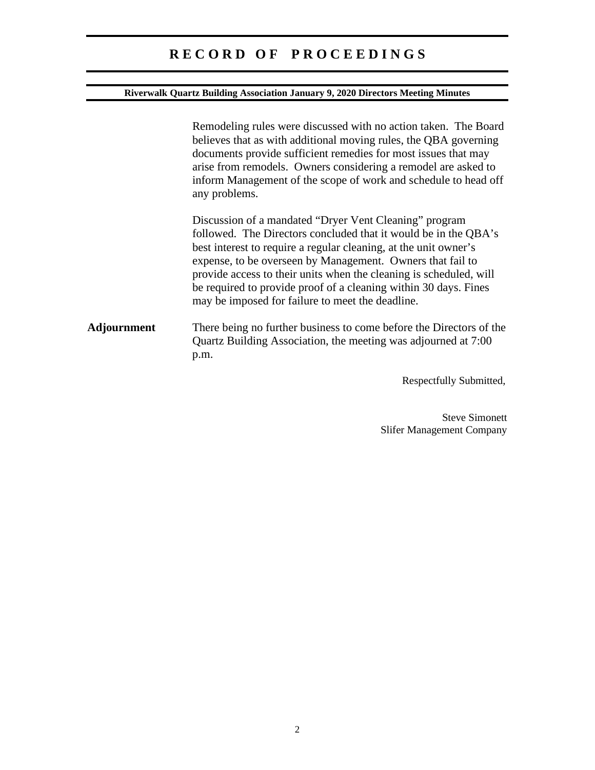Remodeling rules were discussed with no action taken. The Board believes that as with additional moving rules, the QBA governing documents provide sufficient remedies for most issues that may arise from remodels. Owners considering a remodel are asked to inform Management of the scope of work and schedule to head off any problems.

Discussion of a mandated "Dryer Vent Cleaning" program followed. The Directors concluded that it would be in the QBA's best interest to require a regular cleaning, at the unit owner's expense, to be overseen by Management. Owners that fail to provide access to their units when the cleaning is scheduled, will be required to provide proof of a cleaning within 30 days. Fines may be imposed for failure to meet the deadline.

**Adjournment**

There being no further business to come before the Directors of the Quartz Building Association, the meeting was adjourned at 7:00 p.m.

Respectfully Submitted,

Steve Simonett
Slifer Management Company